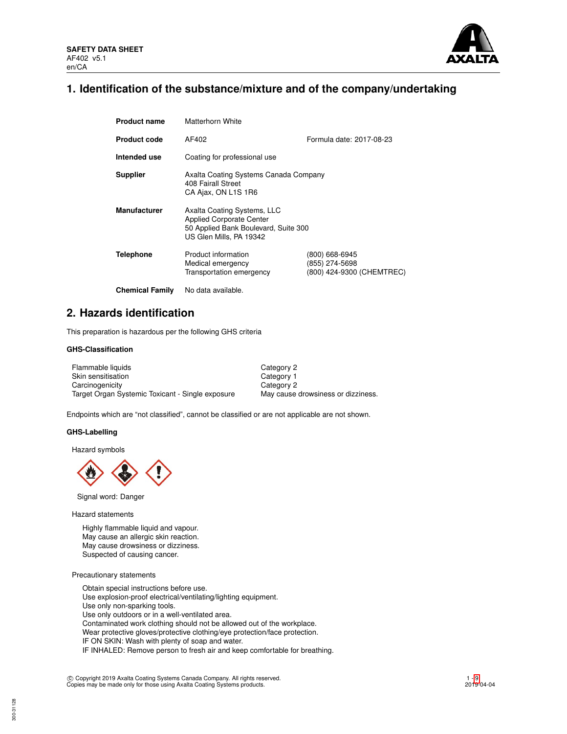**SAFETY DATA SHEET**
AF402 v5.1
en/CA

# 1. Identification of the substance/mixture and of the company/undertaking

| | | |
|---|---|---|
| **Product name** | Matterhorn White | |
| **Product code** | AF402 | Formula date: 2017-08-23 |
| **Intended use** | Coating for professional use | |
| **Supplier** | Axalta Coating Systems Canada Company<br>408 Fairall Street<br>CA Ajax, ON L1S 1R6 | |
| **Manufacturer** | Axalta Coating Systems, LLC<br>Applied Corporate Center<br>50 Applied Bank Boulevard, Suite 300<br>US Glen Mills, PA 19342 | |
| **Telephone** | Product information<br>Medical emergency<br>Transportation emergency | (800) 668-6945<br>(855) 274-5698<br>(800) 424-9300 (CHEMTREC) |
| **Chemical Family** | No data available. | |

# 2. Hazards identification

This preparation is hazardous per the following GHS criteria

### GHS-Classification

| | |
|---|---|
| Flammable liquids | Category 2 |
| Skin sensitisation | Category 1 |
| Carcinogenicity | Category 2 |
| Target Organ Systemic Toxicant - Single exposure | May cause drowsiness or dizziness. |

Endpoints which are "not classified", cannot be classified or are not applicable are not shown.

### GHS-Labelling

Hazard symbols

Signal word: Danger

Hazard statements

Highly flammable liquid and vapour.
May cause an allergic skin reaction.
May cause drowsiness or dizziness.
Suspected of causing cancer.

Precautionary statements

Obtain special instructions before use.
Use explosion-proof electrical/ventilating/lighting equipment.
Use only non-sparking tools.
Use only outdoors or in a well-ventilated area.
Contaminated work clothing should not be allowed out of the workplace.
Wear protective gloves/protective clothing/eye protection/face protection.
IF ON SKIN: Wash with plenty of soap and water.
IF INHALED: Remove person to fresh air and keep comfortable for breathing.

© Copyright 2019 Axalta Coating Systems Canada Company. All rights reserved.
Copies may be made only for those using Axalta Coating Systems products.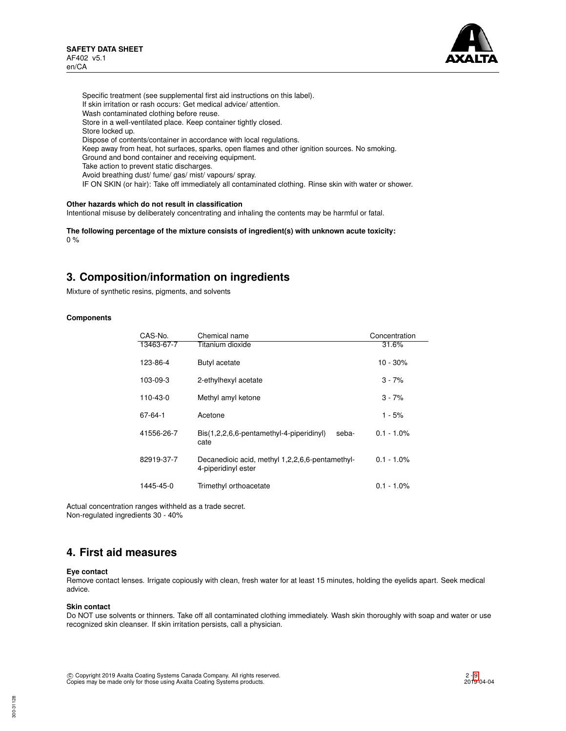Specific treatment (see supplemental first aid instructions on this label).
If skin irritation or rash occurs: Get medical advice/ attention.
Wash contaminated clothing before reuse.
Store in a well-ventilated place. Keep container tightly closed.
Store locked up.
Dispose of contents/container in accordance with local regulations.
Keep away from heat, hot surfaces, sparks, open flames and other ignition sources. No smoking.
Ground and bond container and receiving equipment.
Take action to prevent static discharges.
Avoid breathing dust/ fume/ gas/ mist/ vapours/ spray.
IF ON SKIN (or hair): Take off immediately all contaminated clothing. Rinse skin with water or shower.

**Other hazards which do not result in classification**
Intentional misuse by deliberately concentrating and inhaling the contents may be harmful or fatal.

**The following percentage of the mixture consists of ingredient(s) with unknown acute toxicity:**
0 %

## 3. Composition/information on ingredients

Mixture of synthetic resins, pigments, and solvents

**Components**

| CAS-No. | Chemical name | Concentration |
|---|---|---|
| 13463-67-7 | Titanium dioxide | 31.6% |
| 123-86-4 | Butyl acetate | 10 - 30% |
| 103-09-3 | 2-ethylhexyl acetate | 3 - 7% |
| 110-43-0 | Methyl amyl ketone | 3 - 7% |
| 67-64-1 | Acetone | 1 - 5% |
| 41556-26-7 | Bis(1,2,2,6,6-pentamethyl-4-piperidinyl) sebacate | 0.1 - 1.0% |
| 82919-37-7 | Decanedioic acid, methyl 1,2,2,6,6-pentamethyl-4-piperidinyl ester | 0.1 - 1.0% |
| 1445-45-0 | Trimethyl orthoacetate | 0.1 - 1.0% |

Actual concentration ranges withheld as a trade secret.
Non-regulated ingredients 30 - 40%

## 4. First aid measures

**Eye contact**
Remove contact lenses. Irrigate copiously with clean, fresh water for at least 15 minutes, holding the eyelids apart. Seek medical advice.

**Skin contact**
Do NOT use solvents or thinners. Take off all contaminated clothing immediately. Wash skin thoroughly with soap and water or use recognized skin cleanser. If skin irritation persists, call a physician.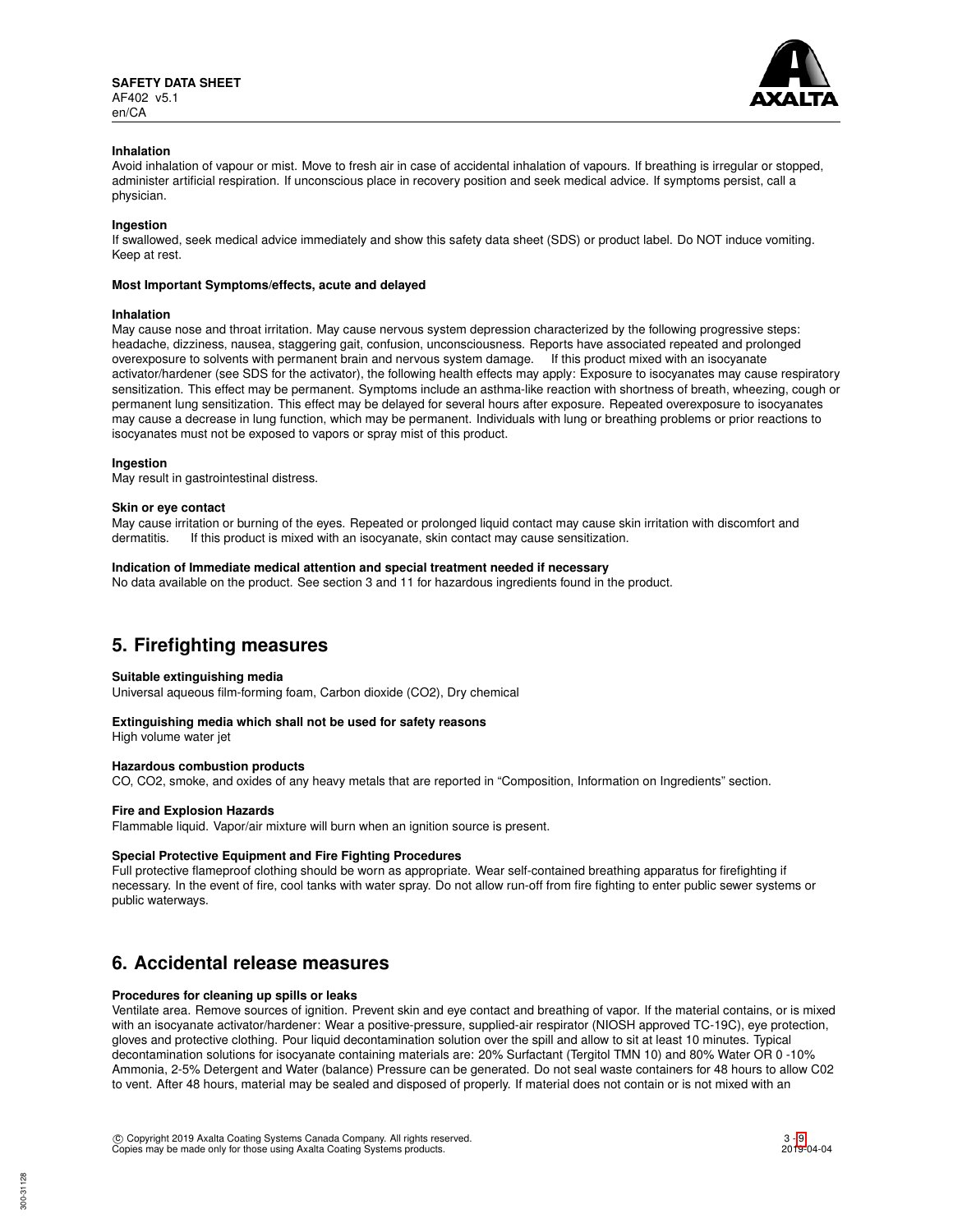#### Inhalation

Avoid inhalation of vapour or mist. Move to fresh air in case of accidental inhalation of vapours. If breathing is irregular or stopped, administer artificial respiration. If unconscious place in recovery position and seek medical advice. If symptoms persist, call a physician.

#### Ingestion

If swallowed, seek medical advice immediately and show this safety data sheet (SDS) or product label. Do NOT induce vomiting. Keep at rest.

#### Most Important Symptoms/effects, acute and delayed

#### Inhalation

May cause nose and throat irritation. May cause nervous system depression characterized by the following progressive steps: headache, dizziness, nausea, staggering gait, confusion, unconsciousness. Reports have associated repeated and prolonged overexposure to solvents with permanent brain and nervous system damage. If this product mixed with an isocyanate activator/hardener (see SDS for the activator), the following health effects may apply: Exposure to isocyanates may cause respiratory sensitization. This effect may be permanent. Symptoms include an asthma-like reaction with shortness of breath, wheezing, cough or permanent lung sensitization. This effect may be delayed for several hours after exposure. Repeated overexposure to isocyanates may cause a decrease in lung function, which may be permanent. Individuals with lung or breathing problems or prior reactions to isocyanates must not be exposed to vapors or spray mist of this product.

#### Ingestion

May result in gastrointestinal distress.

#### Skin or eye contact

May cause irritation or burning of the eyes. Repeated or prolonged liquid contact may cause skin irritation with discomfort and dermatitis. If this product is mixed with an isocyanate, skin contact may cause sensitization.

#### Indication of Immediate medical attention and special treatment needed if necessary

No data available on the product. See section 3 and 11 for hazardous ingredients found in the product.

## 5. Firefighting measures

#### Suitable extinguishing media

Universal aqueous film-forming foam, Carbon dioxide ($CO_2$), Dry chemical

#### Extinguishing media which shall not be used for safety reasons

High volume water jet

#### Hazardous combustion products

CO, $CO_2$, smoke, and oxides of any heavy metals that are reported in “Composition, Information on Ingredients” section.

#### Fire and Explosion Hazards

Flammable liquid. Vapor/air mixture will burn when an ignition source is present.

#### Special Protective Equipment and Fire Fighting Procedures

Full protective flameproof clothing should be worn as appropriate. Wear self-contained breathing apparatus for firefighting if necessary. In the event of fire, cool tanks with water spray. Do not allow run-off from fire fighting to enter public sewer systems or public waterways.

## 6. Accidental release measures

#### Procedures for cleaning up spills or leaks

Ventilate area. Remove sources of ignition. Prevent skin and eye contact and breathing of vapor. If the material contains, or is mixed with an isocyanate activator/hardener: Wear a positive-pressure, supplied-air respirator (NIOSH approved TC-19C), eye protection, gloves and protective clothing. Pour liquid decontamination solution over the spill and allow to sit at least 10 minutes. Typical decontamination solutions for isocyanate containing materials are: 20% Surfactant (Tergitol TMN 10) and 80% Water OR 0 -10% Ammonia, 2-5% Detergent and Water (balance) Pressure can be generated. Do not seal waste containers for 48 hours to allow C02 to vent. After 48 hours, material may be sealed and disposed of properly. If material does not contain or is not mixed with an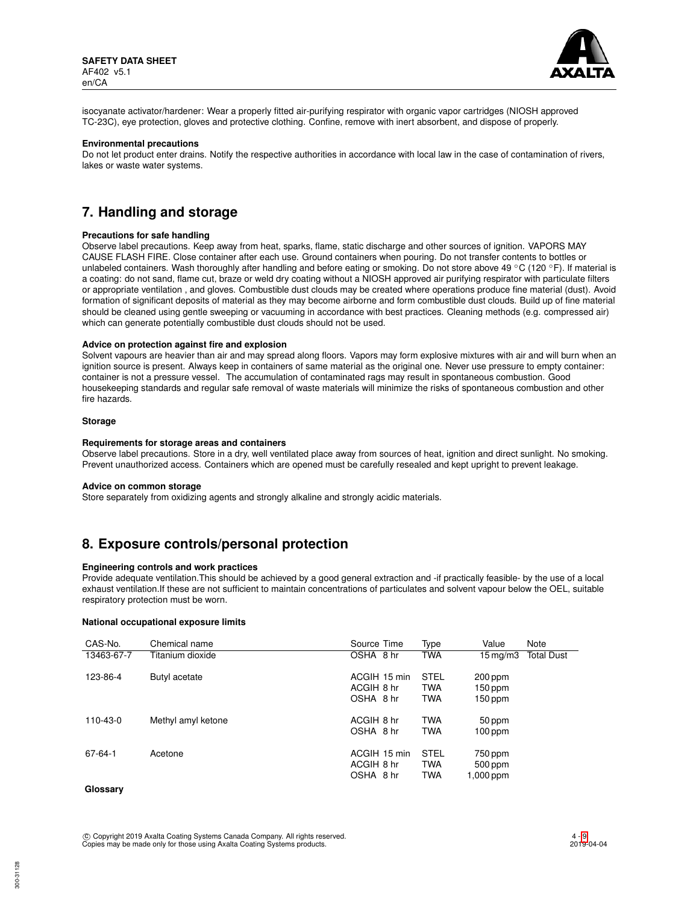isocyanate activator/hardener: Wear a properly fitted air-purifying respirator with organic vapor cartridges (NIOSH approved TC-23C), eye protection, gloves and protective clothing. Confine, remove with inert absorbent, and dispose of properly.

**Environmental precautions**

Do not let product enter drains. Notify the respective authorities in accordance with local law in the case of contamination of rivers, lakes or waste water systems.

## 7. Handling and storage

**Precautions for safe handling**

Observe label precautions. Keep away from heat, sparks, flame, static discharge and other sources of ignition. VAPORS MAY CAUSE FLASH FIRE. Close container after each use. Ground containers when pouring. Do not transfer contents to bottles or unlabeled containers. Wash thoroughly after handling and before eating or smoking. Do not store above 49 °C (120 °F). If material is a coating: do not sand, flame cut, braze or weld dry coating without a NIOSH approved air purifying respirator with particulate filters or appropriate ventilation , and gloves. Combustible dust clouds may be created where operations produce fine material (dust). Avoid formation of significant deposits of material as they may become airborne and form combustible dust clouds. Build up of fine material should be cleaned using gentle sweeping or vacuuming in accordance with best practices. Cleaning methods (e.g. compressed air) which can generate potentially combustible dust clouds should not be used.

**Advice on protection against fire and explosion**

Solvent vapours are heavier than air and may spread along floors. Vapors may form explosive mixtures with air and will burn when an ignition source is present. Always keep in containers of same material as the original one. Never use pressure to empty container: container is not a pressure vessel. The accumulation of contaminated rags may result in spontaneous combustion. Good housekeeping standards and regular safe removal of waste materials will minimize the risks of spontaneous combustion and other fire hazards.

**Storage**

**Requirements for storage areas and containers**

Observe label precautions. Store in a dry, well ventilated place away from sources of heat, ignition and direct sunlight. No smoking. Prevent unauthorized access. Containers which are opened must be carefully resealed and kept upright to prevent leakage.

**Advice on common storage**

Store separately from oxidizing agents and strongly alkaline and strongly acidic materials.

## 8. Exposure controls/personal protection

**Engineering controls and work practices**

Provide adequate ventilation.This should be achieved by a good general extraction and -if practically feasible- by the use of a local exhaust ventilation.If these are not sufficient to maintain concentrations of particulates and solvent vapour below the OEL, suitable respiratory protection must be worn.

**National occupational exposure limits**

| CAS-No. | Chemical name | Source | Time | Type | Value | Note |
|---|---|---|---|---|---|---|
| 13463-67-7 | Titanium dioxide | OSHA | 8 hr | TWA | 15 mg/m3 | Total Dust |
| 123-86-4 | Butyl acetate | ACGIH | 15 min | STEL | 200 ppm | |
| | | ACGIH | 8 hr | TWA | 150 ppm | |
| | | OSHA | 8 hr | TWA | 150 ppm | |
| 110-43-0 | Methyl amyl ketone | ACGIH | 8 hr | TWA | 50 ppm | |
| | | OSHA | 8 hr | TWA | 100 ppm | |
| 67-64-1 | Acetone | ACGIH | 15 min | STEL | 750 ppm | |
| | | ACGIH | 8 hr | TWA | 500 ppm | |
| | | OSHA | 8 hr | TWA | 1,000 ppm | |

**Glossary**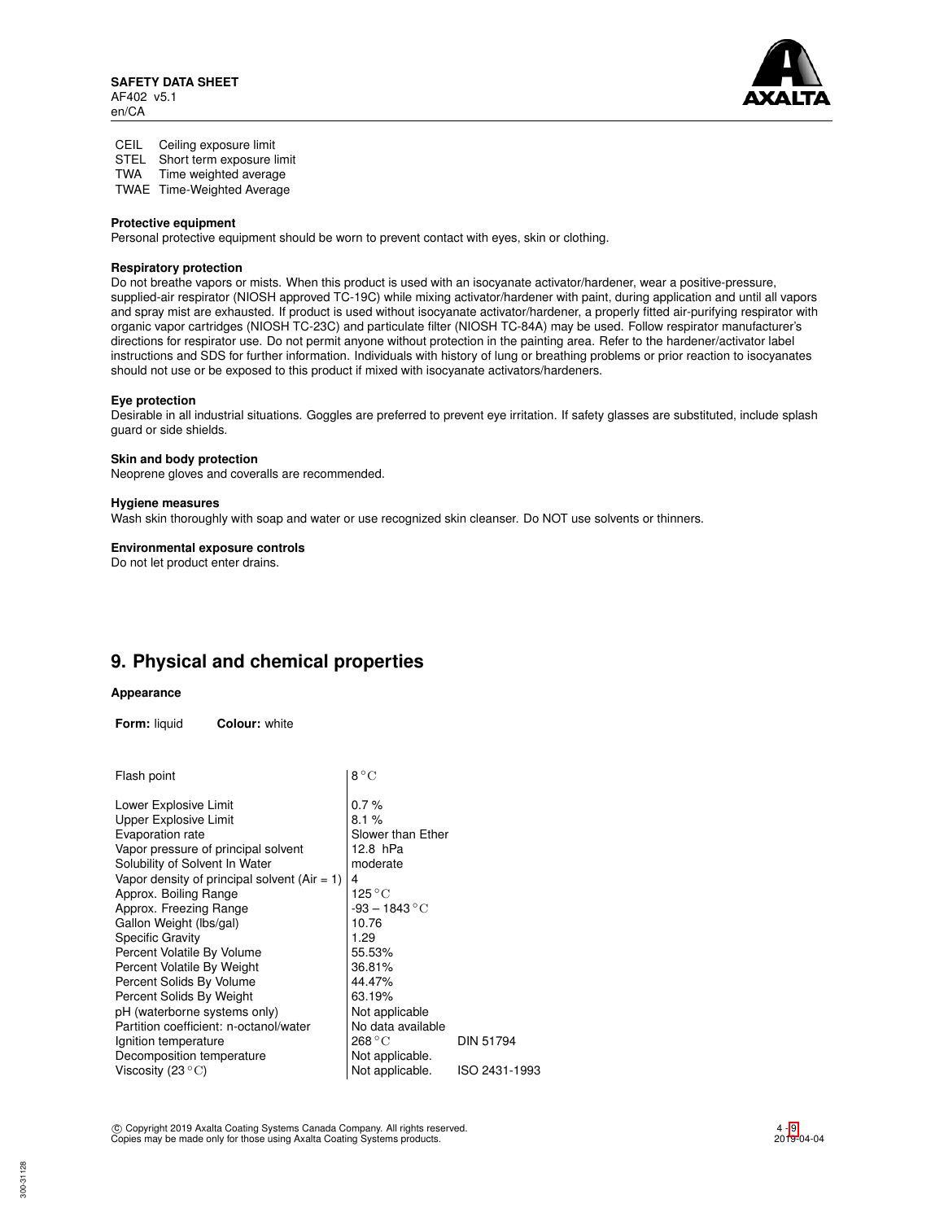| | |
|---|---|
| CEIL | Ceiling exposure limit |
| STEL | Short term exposure limit |
| TWA | Time weighted average |
| TWAE | Time-Weighted Average |

**Protective equipment**

Personal protective equipment should be worn to prevent contact with eyes, skin or clothing.

**Respiratory protection**

Do not breathe vapors or mists. When this product is used with an isocyanate activator/hardener, wear a positive-pressure, supplied-air respirator (NIOSH approved TC-19C) while mixing activator/hardener with paint, during application and until all vapors and spray mist are exhausted. If product is used without isocyanate activator/hardener, a properly fitted air-purifying respirator with organic vapor cartridges (NIOSH TC-23C) and particulate filter (NIOSH TC-84A) may be used. Follow respirator manufacturer's directions for respirator use. Do not permit anyone without protection in the painting area. Refer to the hardener/activator label instructions and SDS for further information. Individuals with history of lung or breathing problems or prior reaction to isocyanates should not use or be exposed to this product if mixed with isocyanate activators/hardeners.

**Eye protection**

Desirable in all industrial situations. Goggles are preferred to prevent eye irritation. If safety glasses are substituted, include splash guard or side shields.

**Skin and body protection**

Neoprene gloves and coveralls are recommended.

**Hygiene measures**

Wash skin thoroughly with soap and water or use recognized skin cleanser. Do NOT use solvents or thinners.

**Environmental exposure controls**

Do not let product enter drains.

## 9. Physical and chemical properties

**Appearance**

**Form:** liquid **Colour:** white

| | | |
|---|---|---|
| Flash point | 8 °C | |
| Lower Explosive Limit | 0.7 % | |
| Upper Explosive Limit | 8.1 % | |
| Evaporation rate | Slower than Ether | |
| Vapor pressure of principal solvent | 12.8 hPa | |
| Solubility of Solvent In Water | moderate | |
| Vapor density of principal solvent (Air = 1) | 4 | |
| Approx. Boiling Range | 125 °C | |
| Approx. Freezing Range | -93 – 1843 °C | |
| Gallon Weight (lbs/gal) | 10.76 | |
| Specific Gravity | 1.29 | |
| Percent Volatile By Volume | 55.53% | |
| Percent Volatile By Weight | 36.81% | |
| Percent Solids By Volume | 44.47% | |
| Percent Solids By Weight | 63.19% | |
| pH (waterborne systems only) | Not applicable | |
| Partition coefficient: n-octanol/water | No data available | |
| Ignition temperature | 268 °C | DIN 51794 |
| Decomposition temperature | Not applicable. | |
| Viscosity (23 °C) | Not applicable. | ISO 2431-1993 |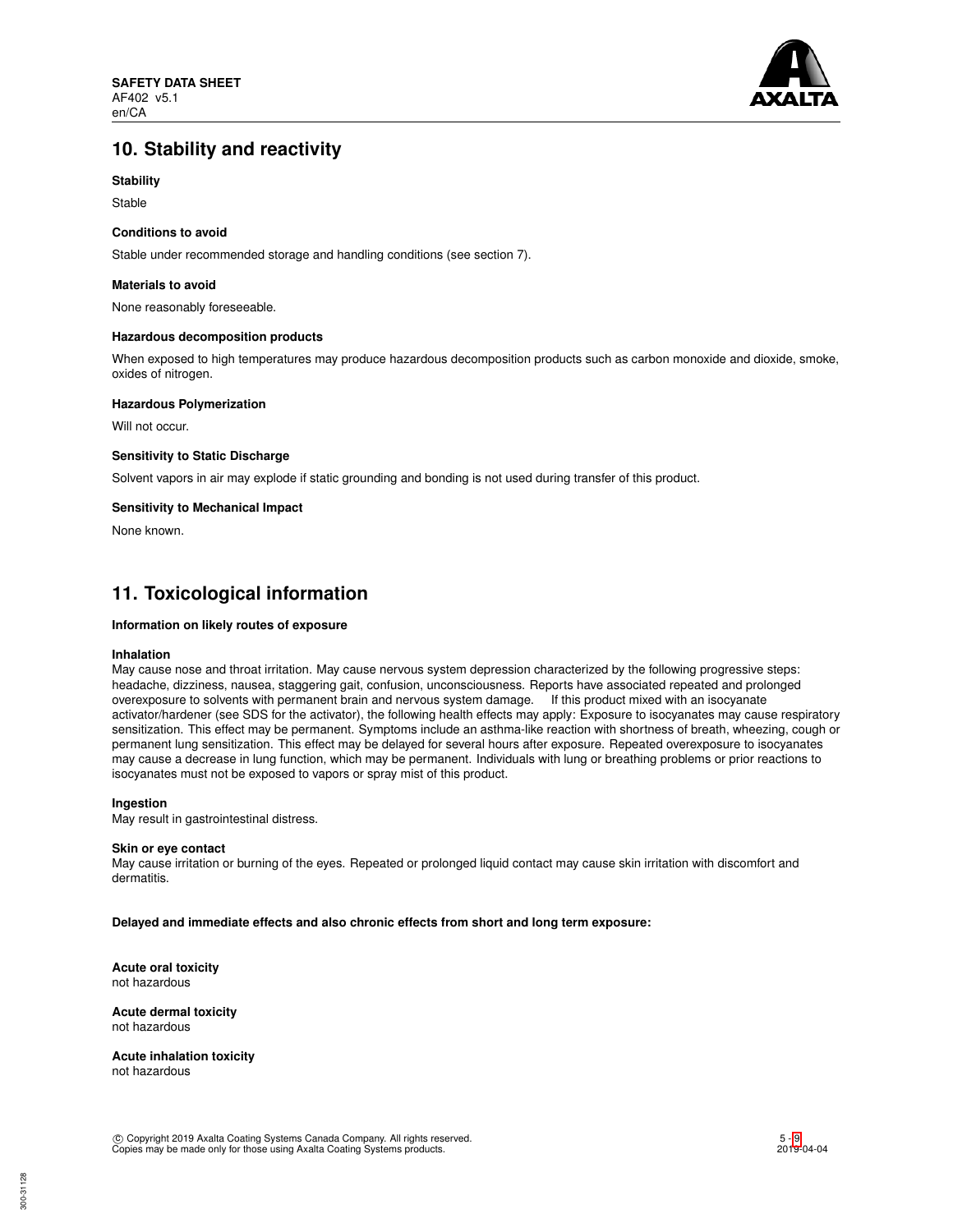## 10. Stability and reactivity

**Stability**

Stable

**Conditions to avoid**

Stable under recommended storage and handling conditions (see section 7).

**Materials to avoid**

None reasonably foreseeable.

**Hazardous decomposition products**

When exposed to high temperatures may produce hazardous decomposition products such as carbon monoxide and dioxide, smoke, oxides of nitrogen.

**Hazardous Polymerization**

Will not occur.

**Sensitivity to Static Discharge**

Solvent vapors in air may explode if static grounding and bonding is not used during transfer of this product.

**Sensitivity to Mechanical Impact**

None known.

## 11. Toxicological information

**Information on likely routes of exposure**

**Inhalation**
May cause nose and throat irritation. May cause nervous system depression characterized by the following progressive steps: headache, dizziness, nausea, staggering gait, confusion, unconsciousness. Reports have associated repeated and prolonged overexposure to solvents with permanent brain and nervous system damage. If this product mixed with an isocyanate activator/hardener (see SDS for the activator), the following health effects may apply: Exposure to isocyanates may cause respiratory sensitization. This effect may be permanent. Symptoms include an asthma-like reaction with shortness of breath, wheezing, cough or permanent lung sensitization. This effect may be delayed for several hours after exposure. Repeated overexposure to isocyanates may cause a decrease in lung function, which may be permanent. Individuals with lung or breathing problems or prior reactions to isocyanates must not be exposed to vapors or spray mist of this product.

**Ingestion**
May result in gastrointestinal distress.

**Skin or eye contact**
May cause irritation or burning of the eyes. Repeated or prolonged liquid contact may cause skin irritation with discomfort and dermatitis.

**Delayed and immediate effects and also chronic effects from short and long term exposure:**

**Acute oral toxicity**
not hazardous

**Acute dermal toxicity**
not hazardous

**Acute inhalation toxicity**
not hazardous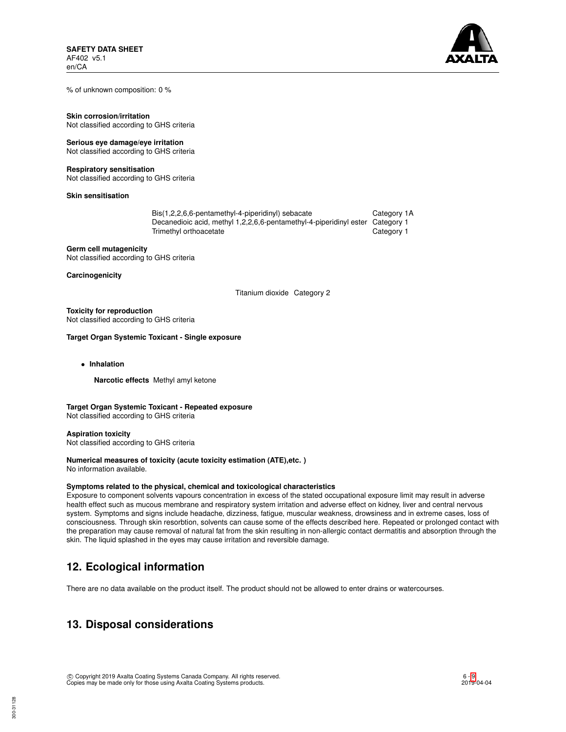% of unknown composition: 0 %

**Skin corrosion/irritation**
Not classified according to GHS criteria

**Serious eye damage/eye irritation**
Not classified according to GHS criteria

**Respiratory sensitisation**
Not classified according to GHS criteria

**Skin sensitisation**

| | |
|---|---|
| Bis(1,2,2,6,6-pentamethyl-4-piperidinyl) sebacate | Category 1A |
| Decanedioic acid, methyl 1,2,2,6,6-pentamethyl-4-piperidinyl ester | Category 1 |
| Trimethyl orthoacetate | Category 1 |

**Germ cell mutagenicity**
Not classified according to GHS criteria

**Carcinogenicity**

| | |
|---|---|
| Titanium dioxide | Category 2 |

**Toxicity for reproduction**
Not classified according to GHS criteria

**Target Organ Systemic Toxicant - Single exposure**

- **Inhalation**

  **Narcotic effects** Methyl amyl ketone

**Target Organ Systemic Toxicant - Repeated exposure**
Not classified according to GHS criteria

**Aspiration toxicity**
Not classified according to GHS criteria

**Numerical measures of toxicity (acute toxicity estimation (ATE),etc. )**
No information available.

**Symptoms related to the physical, chemical and toxicological characteristics**
Exposure to component solvents vapours concentration in excess of the stated occupational exposure limit may result in adverse health effect such as mucous membrane and respiratory system irritation and adverse effect on kidney, liver and central nervous system. Symptoms and signs include headache, dizziness, fatigue, muscular weakness, drowsiness and in extreme cases, loss of consciousness. Through skin resorbtion, solvents can cause some of the effects described here. Repeated or prolonged contact with the preparation may cause removal of natural fat from the skin resulting in non-allergic contact dermatitis and absorption through the skin. The liquid splashed in the eyes may cause irritation and reversible damage.

## 12. Ecological information

There are no data available on the product itself. The product should not be allowed to enter drains or watercourses.

## 13. Disposal considerations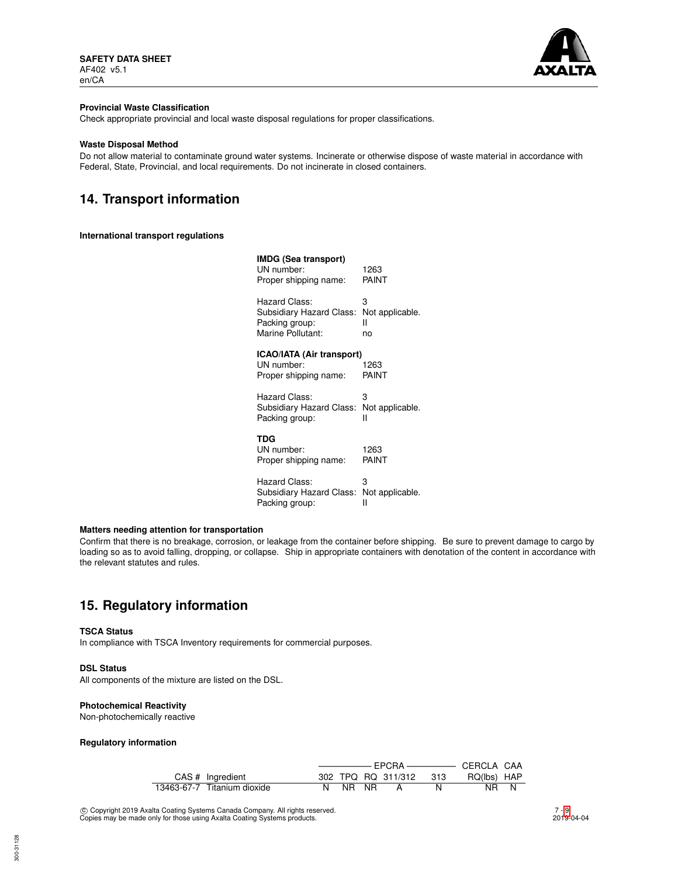**Provincial Waste Classification**

Check appropriate provincial and local waste disposal regulations for proper classifications.

**Waste Disposal Method**

Do not allow material to contaminate ground water systems. Incinerate or otherwise dispose of waste material in accordance with Federal, State, Provincial, and local requirements. Do not incinerate in closed containers.

## 14. Transport information

**International transport regulations**

**IMDG (Sea transport)**

UN number: 1263
Proper shipping name: PAINT

Hazard Class: 3
Subsidiary Hazard Class: Not applicable.
Packing group: II
Marine Pollutant: no

**ICAO/IATA (Air transport)**

UN number: 1263
Proper shipping name: PAINT

Hazard Class: 3
Subsidiary Hazard Class: Not applicable.
Packing group: II

**TDG**

UN number: 1263
Proper shipping name: PAINT

Hazard Class: 3
Subsidiary Hazard Class: Not applicable.
Packing group: II

**Matters needing attention for transportation**

Confirm that there is no breakage, corrosion, or leakage from the container before shipping. Be sure to prevent damage to cargo by loading so as to avoid falling, dropping, or collapse. Ship in appropriate containers with denotation of the content in accordance with the relevant statutes and rules.

## 15. Regulatory information

**TSCA Status**

In compliance with TSCA Inventory requirements for commercial purposes.

**DSL Status**

All components of the mixture are listed on the DSL.

**Photochemical Reactivity**

Non-photochemically reactive

**Regulatory information**

| | | EPCRA | | | | | CERCLA | CAA |
|---|---|---|---|---|---|---|---|---|
| CAS # | Ingredient | 302 | TPQ | RQ | 311/312 | 313 | RQ(lbs) | HAP |
| 13463-67-7 | Titanium dioxide | N | NR | NR | A | N | NR | N |

© Copyright 2019 Axalta Coating Systems Canada Company. All rights reserved.
Copies may be made only for those using Axalta Coating Systems products.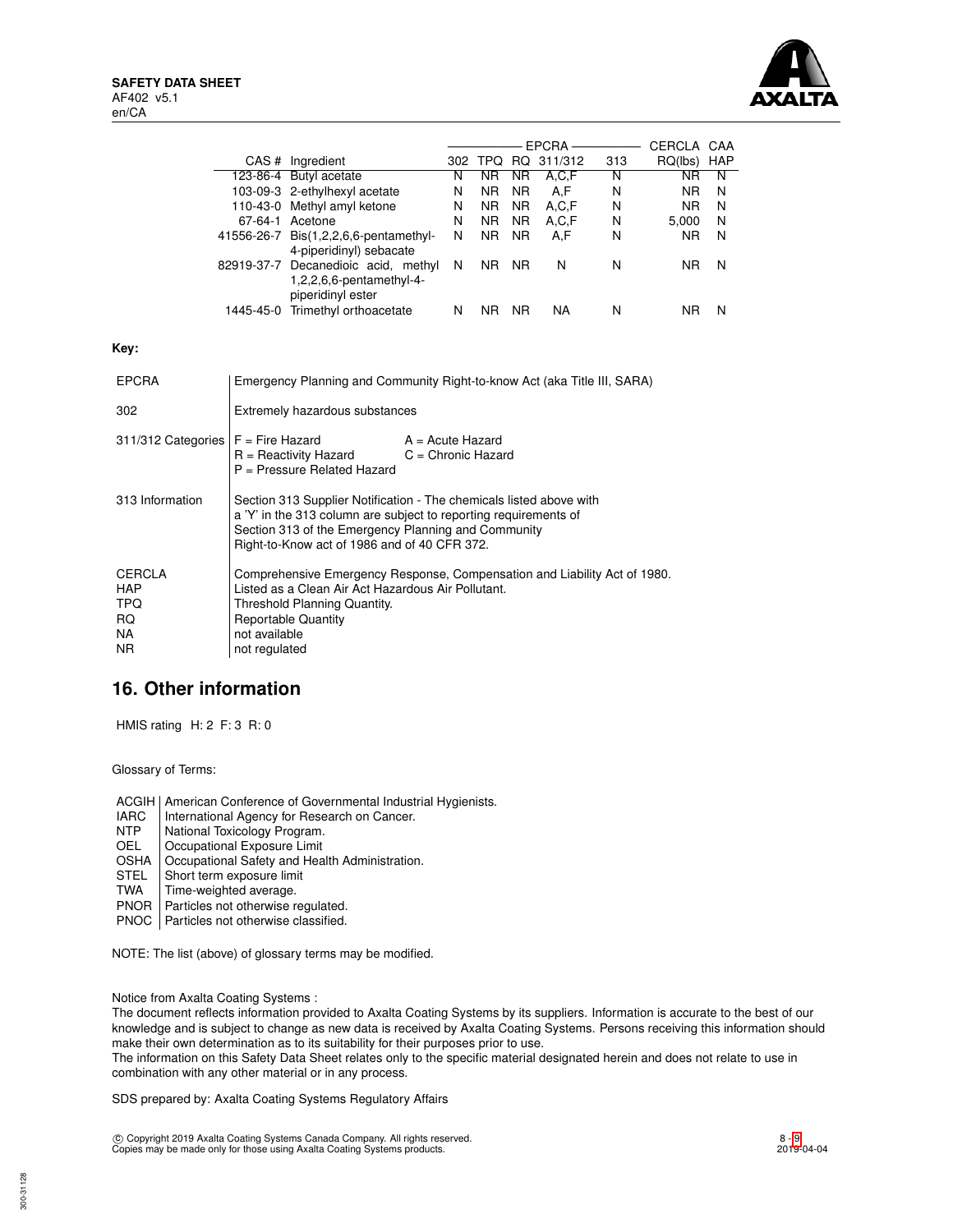| CAS # | Ingredient | EPCRA 302 | EPCRA TPQ | EPCRA RQ | EPCRA 311/312 | EPCRA 313 | CERCLA RQ(lbs) | CAA HAP |
|---|---|---|---|---|---|---|---|---|
| 123-86-4 | Butyl acetate | N | NR | NR | A,C,F | N | NR | N |
| 103-09-3 | 2-ethylhexyl acetate | N | NR | NR | A,F | N | NR | N |
| 110-43-0 | Methyl amyl ketone | N | NR | NR | A,C,F | N | NR | N |
| 67-64-1 | Acetone | N | NR | NR | A,C,F | N | 5,000 | N |
| 41556-26-7 | Bis(1,2,2,6,6-pentamethyl-4-piperidinyl) sebacate | N | NR | NR | A,F | N | NR | N |
| 82919-37-7 | Decanedioic acid, methyl 1,2,2,6,6-pentamethyl-4-piperidinyl ester | N | NR | NR | N | N | NR | N |
| 1445-45-0 | Trimethyl orthoacetate | N | NR | NR | NA | N | NR | N |

**Key:**

| | |
|---|---|
| EPCRA | Emergency Planning and Community Right-to-know Act (aka Title III, SARA) |
| 302 | Extremely hazardous substances |
| 311/312 Categories | F = Fire Hazard; A = Acute Hazard; R = Reactivity Hazard; C = Chronic Hazard; P = Pressure Related Hazard |
| 313 Information | Section 313 Supplier Notification - The chemicals listed above with a 'Y' in the 313 column are subject to reporting requirements of Section 313 of the Emergency Planning and Community Right-to-Know act of 1986 and of 40 CFR 372. |
| CERCLA | Comprehensive Emergency Response, Compensation and Liability Act of 1980. |
| HAP | Listed as a Clean Air Act Hazardous Air Pollutant. |
| TPQ | Threshold Planning Quantity. |
| RQ | Reportable Quantity |
| NA | not available |
| NR | not regulated |

## 16. Other information

HMIS rating H: 2 F: 3 R: 0

Glossary of Terms:

| | |
|---|---|
| ACGIH | American Conference of Governmental Industrial Hygienists. |
| IARC | International Agency for Research on Cancer. |
| NTP | National Toxicology Program. |
| OEL | Occupational Exposure Limit |
| OSHA | Occupational Safety and Health Administration. |
| STEL | Short term exposure limit |
| TWA | Time-weighted average. |
| PNOR | Particles not otherwise regulated. |
| PNOC | Particles not otherwise classified. |

NOTE: The list (above) of glossary terms may be modified.

Notice from Axalta Coating Systems :
The document reflects information provided to Axalta Coating Systems by its suppliers. Information is accurate to the best of our knowledge and is subject to change as new data is received by Axalta Coating Systems. Persons receiving this information should make their own determination as to its suitability for their purposes prior to use.
The information on this Safety Data Sheet relates only to the specific material designated herein and does not relate to use in combination with any other material or in any process.

SDS prepared by: Axalta Coating Systems Regulatory Affairs

© Copyright 2019 Axalta Coating Systems Canada Company. All rights reserved.
Copies may be made only for those using Axalta Coating Systems products.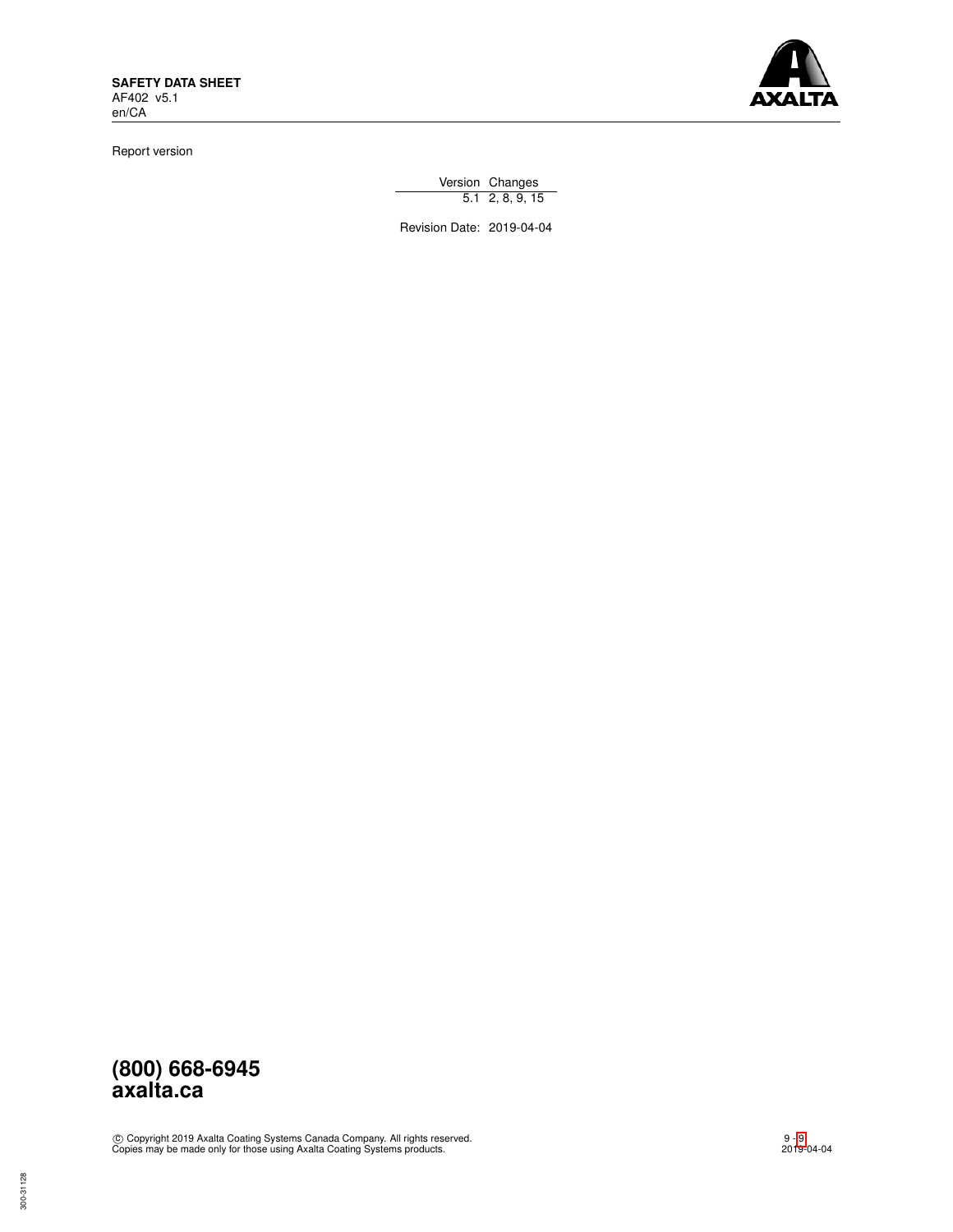Report version

| Version | Changes |
|---|---|
| 5.1 | 2, 8, 9, 15 |

Revision Date: 2019-04-04

**(800) 668-6945**
**axalta.ca**

© Copyright 2019 Axalta Coating Systems Canada Company. All rights reserved.
Copies may be made only for those using Axalta Coating Systems products.